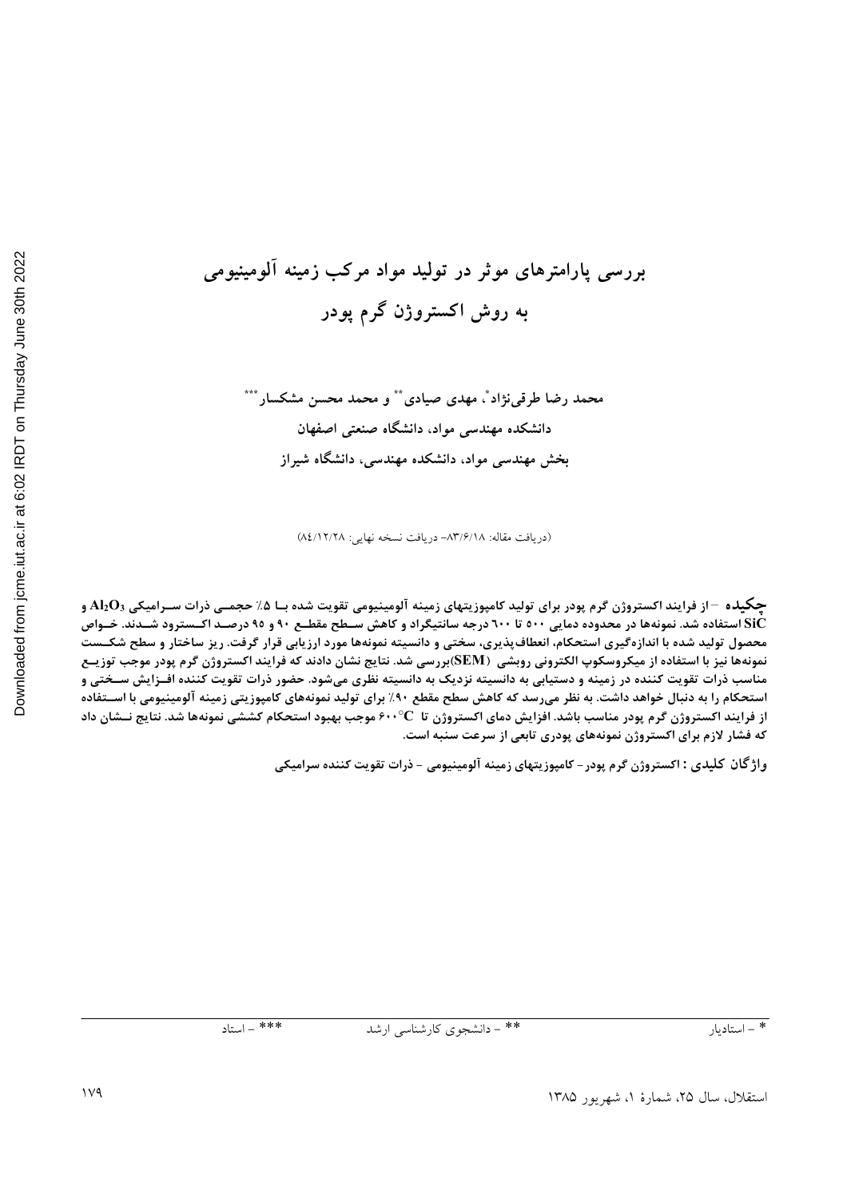# بررسی پارامترهای موثر در تولید مواد مرکب زمینه آلومینیومی به روش اکستروژن گرم پودر

محمد رضا طرقی‌نژاد*، مهدی صیادی** و محمد محسن مشکسار***

دانشکده مهندسی مواد، دانشگاه صنعتی اصفهان

بخش مهندسی مواد، دانشکده مهندسی، دانشگاه شیراز

(دریافت مقاله: ۸۳/۶/۱۸- دریافت نسخه نهایی: ۸٤/۱۲/۲۸)

**چکیده** – از فرایند اکستروژن گرم پودر برای تولید کامپوزیتهای زمینه آلومینیومی تقویت شده با ۵٪ حجمی ذرات سرامیکی $Al_2O_3$ و $SiC$ استفاده شد. نمونه‌ها در محدوده دمایی ۵۰۰ تا ۶۰۰ درجه سانتیگراد و کاهش سطح مقطع ۹۰ و ۹۵ درصد اکسترود شدند. خواص محصول تولید شده با اندازه‌گیری استحکام، انعطاف‌پذیری، سختی و دانسیته نمونه‌ها مورد ارزیابی قرار گرفت. ریز ساختار و سطح شکست نمونه‌ها نیز با استفاده از میکروسکوپ الکترونی روبشی (SEM) بررسی شد. نتایج نشان دادند که فرایند اکستروژن گرم پودر موجب توزیع مناسب ذرات تقویت کننده در زمینه و دستیابی به دانسیته نزدیک به دانسیته نظری می‌شود. حضور ذرات تقویت کننده افزایش سختی و استحکام را به دنبال خواهد داشت. به نظر می‌رسد که کاهش سطح مقطع ۹۰٪ برای تولید نمونه‌های کامپوزیتی زمینه آلومینیومی با استفاده از فرایند اکستروژن گرم پودر مناسب باشد. افزایش دمای اکستروژن تا $600^{\circ}C$ موجب بهبود استحکام کششی نمونه‌ها شد. نتایج نشان داد که فشار لازم برای اکستروژن نمونه‌های پودری تابعی از سرعت سنبه است.

**واژگان کلیدی :** اکستروژن گرم پودر- کامپوزیتهای زمینه آلومینیومی - ذرات تقویت کننده سرامیکی

---

* – استادیار &nbsp;&nbsp;&nbsp; ** – دانشجوی کارشناسی ارشد &nbsp;&nbsp;&nbsp; *** – استاد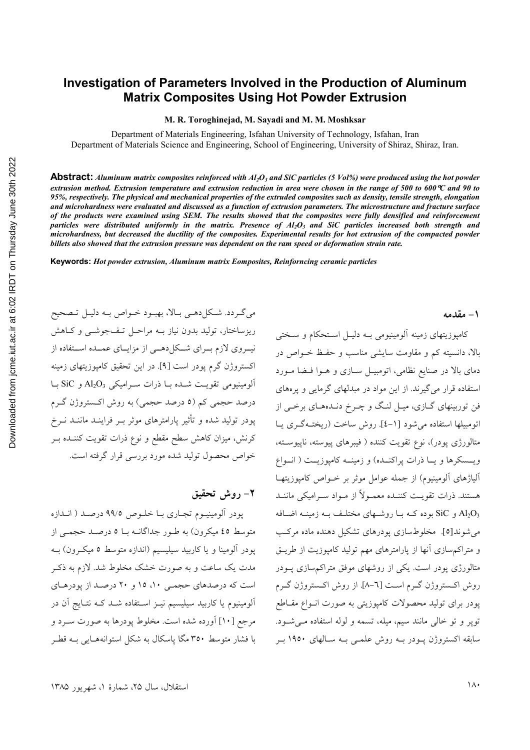# Investigation of Parameters Involved in the Production of Aluminum Matrix Composites Using Hot Powder Extrusion

**M. R. Toroghinejad, M. Sayadi and M. M. Moshksar**

Department of Materials Engineering, Isfahan University of Technology, Isfahan, Iran
Department of Materials Science and Engineering, School of Engineering, University of Shiraz, Shiraz, Iran.

**Abstract:** ***Aluminum matrix composites reinforced with $Al_2O_3$ and SiC particles (5 Vol%) were produced using the hot powder extrusion method. Extrusion temperature and extrusion reduction in area were chosen in the range of 500 to 600°C and 90 to 95%, respectively. The physical and mechanical properties of the extruded composites such as density, tensile strength, elongation and microhardness were evaluated and discussed as a function of extrusion parameters. The microstructure and fracture surface of the products were examined using SEM. The results showed that the composites were fully densified and reinforcement particles were distributed uniformly in the matrix. Presence of $Al_2O_3$ and SiC particles increased both strength and microhardness, but decreased the ductility of the composites. Experimental results for hot extrusion of the compacted powder billets also showed that the extrusion pressure was dependent on the ram speed or deformation strain rate.***

**Keywords:** ***Hot powder extrusion, Aluminum matrix Eomposites, Reinforncing ceramic particles***

## ۱- مقدمه

کامپوزیتهای زمینه آلومینیومی به دلیل استحکام و سختی بالا، دانسیته کم و مقاومت سایشی مناسب و حفظ خواص در دمای بالا در صنایع نظامی، اتومبیل سازی و هوا فضا مورد استفاده قرار می‌گیرند. از این مواد در مبدلهای گرمایی و پره‌های فن توربینهای گازی، میل لنگ و چرخ دنده‌های برخی از اتومبیلها استفاده می‌شود [۱-٤]. روش ساخت (ریخته‌گری یا متالورژی پودر)، نوع تقویت کننده ( فیبرهای پیوسته، ناپیوسته، ویسکرها و یا ذرات پراکنده) و زمینه کامپوزیت ( انواع آلیاژهای آلومینیوم) از جمله عوامل موثر بر خواص کامپوزیتها هستند. ذرات تقویت کننده معمولاً از مواد سرامیکی مانند $Al_2O_3$ و SiC بوده که با روشهای مختلف به زمینه اضافه می‌شوند[٥]. مخلوط‌سازی پودرهای تشکیل دهنده ماده مرکب و متراکم‌سازی آنها از پارامترهای مهم تولید کامپوزیت از طریق متالورژی پودر است. یکی از روشهای موفق متراکم‌سازی پودر روش اکستروژن گرم است [٦-٨]. از روش اکستروژن گرم پودر برای تولید محصولات کامپوزیتی به صورت انواع مقاطع توپر و تو خالی مانند سیم، میله، تسمه و لوله استفاده می‌شود. سابقه اکستروژن پودر به روش علمی به سالهای ۱۹٥۰ بر می‌گردد. شکل‌دهی بالا، بهبود خواص به دلیل تصحیح ریزساختار، تولید بدون نیاز به مراحل تف‌جوشی و کاهش نیروی لازم برای شکل‌دهی از مزایای عمده استفاده از اکستروژن گرم پودر است [۹]. در این تحقیق کامپوزیتهای زمینه آلومینیومی تقویت شده با ذرات سرامیکی $Al_2O_3$ و SiC با درصد حجمی کم (٥ درصد حجمی) به روش اکستروژن گرم پودر تولید شده و تأثیر پارامترهای موثر بر فرایند مانند نرخ کرنش، میزان کاهش سطح مقطع و نوع ذرات تقویت کننده بر خواص محصول تولید شده مورد بررسی قرار گرفته است.

## ۲- روش تحقیق

پودر آلومینیوم تجاری با خلوص ۹۹/٥ درصد ( اندازه متوسط ٤٥ میکرون) به طور جداگانه با ٥ درصد حجمی از پودر آلومینا و یا کاربید سیلیسیم (اندازه متوسط ٥ میکرون) به مدت یک ساعت و به صورت خشک مخلوط شد. لازم به ذکر است که درصدهای حجمی ۱۰، ۱٥ و ۲۰ درصد از پودرهای آلومینیوم یا کاربید سیلیسیم نیز استفاده شد که نتایج آن در مرجع [۱۰] آورده شده است. مخلوط پودرها به صورت سرد و با فشار متوسط ۳٥۰ مگا پاسکال به شکل استوانه‌هایی به قطر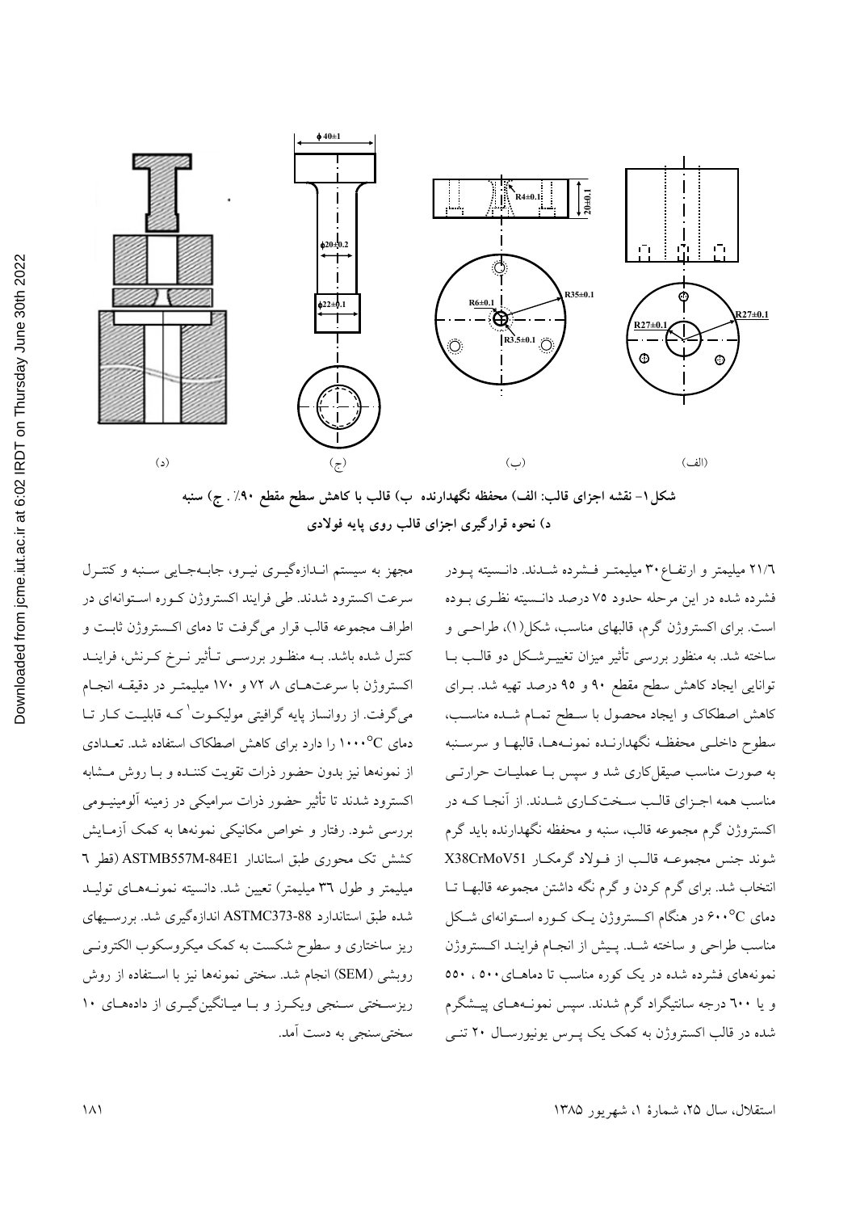شکل۱- نقشه اجزای قالب: الف) محفظه نگهدارنده ب) قالب با کاهش سطح مقطع ۹۰٪ . ج) سنبه د) نحوه قرارگیری اجزای قالب روی پایه فولادی

۲۱/٦ میلیمتر و ارتفاع ۳۰ میلیمتر فشرده شدند. دانسیته پودر فشرده شده در این مرحله حدود ۷۵ درصد دانسیته نظری بوده است. برای اکستروژن گرم، قالبهای مناسب، شکل(۱)، طراحی و ساخته شد. به منظور بررسی تأثیر میزان تغییرشکل دو قالب با توانایی ایجاد کاهش سطح مقطع ۹۰ و ۹۵ درصد تهیه شد. برای کاهش اصطکاک و ایجاد محصول با سطح تمام شده مناسب، سطوح داخلی محفظه نگهدارنده نمونه‌ها، قالبها و سرسنبه به صورت مناسب صیقل‌کاری شد و سپس با عملیات حرارتی مناسب همه اجزای قالب سخت‌کاری شدند. از آنجا که در اکستروژن گرم مجموعه قالب، سنبه و محفظه نگهدارنده باید گرم شوند جنس مجموعه قالب از فولاد گرمکار X38CrMoV51 انتخاب شد. برای گرم کردن و گرم نگه داشتن مجموعه قالبها تا دمای ۶۰۰°C در هنگام اکستروژن یک کوره استوانه‌ای شکل مناسب طراحی و ساخته شد. پیش از انجام فرایند اکستروژن نمونه‌های فشرده شده در یک کوره مناسب تا دماهای ۵۰۰ ، ۵۵۰ و یا ٦۰۰ درجه سانتیگراد گرم شدند. سپس نمونه‌های پیشگرم شده در قالب اکستروژن به کمک یک پرس یونیورسال ۲۰ تنی مجهز به سیستم اندازه‌گیری نیرو، جابه‌جایی سنبه و کنترل سرعت اکسترود شدند. طی فرایند اکستروژن کوره استوانه‌ای در اطراف مجموعه قالب قرار می‌گرفت تا دمای اکستروژن ثابت و کنترل شده باشد. به منظور بررسی تأثیر نرخ کرنش، فرایند اکستروژن با سرعت‌های ۸، ۷۲ و ۱۷۰ میلیمتر در دقیقه انجام می‌گرفت. از روانساز پایه گرافیتی مولیکوت[1] که قابلیت کار تا دمای ۱۰۰۰°C را دارد برای کاهش اصطکاک استفاده شد. تعدادی از نمونه‌ها نیز بدون حضور ذرات تقویت کننده و با روش مشابه اکسترود شدند تا تأثیر حضور ذرات سرامیکی در زمینه آلومینیومی بررسی شود. رفتار و خواص مکانیکی نمونه‌ها به کمک آزمایش کشش تک محوری طبق استاندارد ASTMB557M-84E1 (قطر ٦ میلیمتر و طول ۳٦ میلیمتر) تعیین شد. دانسیته نمونه‌های تولید شده طبق استاندارد ASTMC373-88 اندازه‌گیری شد. بررسی‌های ریز ساختاری و سطوح شکست به کمک میکروسکوب الکترونی روبشی (SEM) انجام شد. سختی نمونه‌ها نیز با استفاده از روش ریزسختی سنجی ویکرز و با میانگین‌گیری از داده‌های ۱۰ سختی‌سنجی به دست آمد.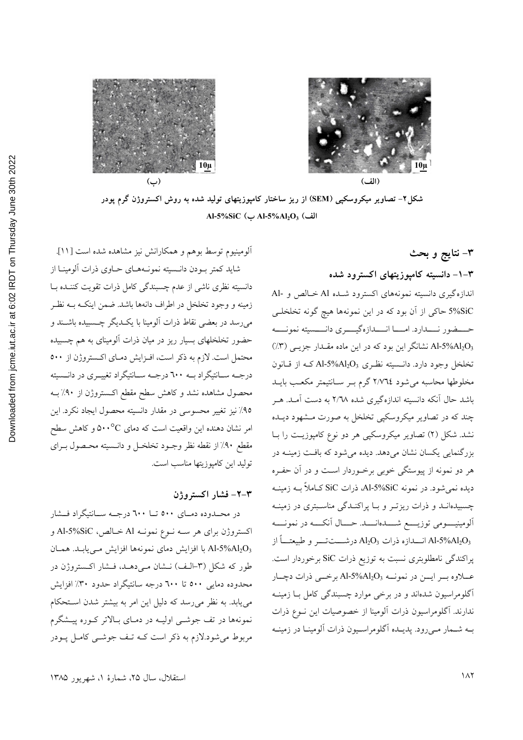شکل۲- تصاویر میکروسکپی (SEM) از ریز ساختار کامپوزیتهای تولید شده به روش اکستروژن گرم پودر الف) $Al\text{-}5\%Al_2O_3$ ب) $Al\text{-}5\%SiC$

## ۳- نتایج و بحث

### ۳-۱- دانسیته کامپوزیتهای اکسترود شده

اندازه‌گیری دانسیته نمونه‌های اکسترود شده Al خالص و $Al\text{-}5\%SiC$ حاکی از آن بود که در این نمونه‌ها هیچ گونه تخلخلی حضور ندارد. اما اندازه‌گیری دانسیته نمونه $Al\text{-}5\%Al_2O_3$ نشانگر این بود که در این ماده مقدار جزیی (۳٪) تخلخل وجود دارد. دانسیته نظری $Al\text{-}5\%Al_2O_3$ که از قانون مخلوطها محاسبه می‌شود ۲/۷۶۴ گرم بر سانتیمتر مکعب باید باشد حال آنکه دانسیته اندازه‌گیری شده ۲/۶۸ به دست آمد. هر چند که در تصاویر میکروسکپی تخلخل به صورت مشهود دیده نشد. شکل (۲) تصاویر میکروسکپی هر دو نوع کامپوزیت را با بزرگنمایی یکسان نشان می‌دهد. دیده می‌شود که بافت زمینه در هر دو نمونه از پیوستگی خوبی برخوردار است و در آن حفره دیده نمی‌شود. در نمونه $Al\text{-}5\%SiC$، ذرات SiC کاملاً به زمینه چسبیده‌اند و ذرات ریزتر و با پراکندگی مناسبتری در زمینه آلومینیومی توزیع شده‌اند. حال آنکه در نمونه $Al\text{-}5\%Al_2O_3$ اندازه ذرات $Al_2O_3$ درشت‌تر و طبیعتاً از پراکندگی نامطلوبتری نسبت به توزیع ذرات SiC برخوردار است. علاوه بر این در نمونه $Al\text{-}5\%Al_2O_3$ برخی ذرات دچار آگلومراسیون شده‌اند و در برخی موارد چسبندگی کامل با زمینه ندارند. آگلومراسیون ذرات آلومینا از خصوصیات این نوع ذرات به شمار می‌رود. پدیده آگلومراسیون ذرات آلومینا در زمینه آلومینیوم توسط بوهم و همکارانش نیز مشاهده شده است [۱۱].

شاید کمتر بودن دانسیته نمونه‌های حاوی ذرات آلومینا از دانسیته نظری ناشی از عدم چسبندگی کامل ذرات تقویت کننده با زمینه و وجود تخلخل در اطراف دانه‌ها باشد. ضمن اینکه به نظر می‌رسد در بعضی نقاط ذرات آلومینا با یکدیگر چسبیده باشند و حضور تخلخلهای بسیار ریز در میان ذرات آلومینای به هم چسبیده محتمل است. لازم به ذکر است، افزایش دمای اکستروژن از ۵۰۰ درجه سانتیگراد به ۶۰۰ درجه سانتیگراد تغییری در دانسیته محصول مشاهده نشد و کاهش سطح مقطع اکستروژن از ۹۰٪ به ۹۵٪ نیز تغییر محسوسی در مقدار دانسیته محصول ایجاد نکرد. این امر نشان دهنده این واقعیت است که دمای $500^{\circ}C$ و کاهش سطح مقطع ۹۰٪ از نقطه نظر وجود تخلخل و دانسیته محصول برای تولید این کامپوزیتها مناسب است.

### ۳-۲- فشار اکستروژن

در محدوده دمای ۵۰۰ تا ۶۰۰ درجه سانتیگراد فشار اکستروژن برای هر سه نوع نمونه Al خالص، $Al\text{-}5\%SiC$ و $Al\text{-}5\%Al_2O_3$ با افزایش دمای نمونه‌ها افزایش می‌یابد. همان طور که شکل (۳-الف) نشان می‌دهد، فشار اکستروژن در محدوده دمایی ۵۰۰ تا ۶۰۰ درجه سانتیگراد حدود ۳۰٪ افزایش می‌یابد. به نظر می‌رسد که دلیل این امر به بیشتر شدن استحکام نمونه‌ها در تف جوشی اولیه در دمای بالاتر کوره پیشگرم مربوط می‌شود.لازم به ذکر است که تف جوشی کامل پودر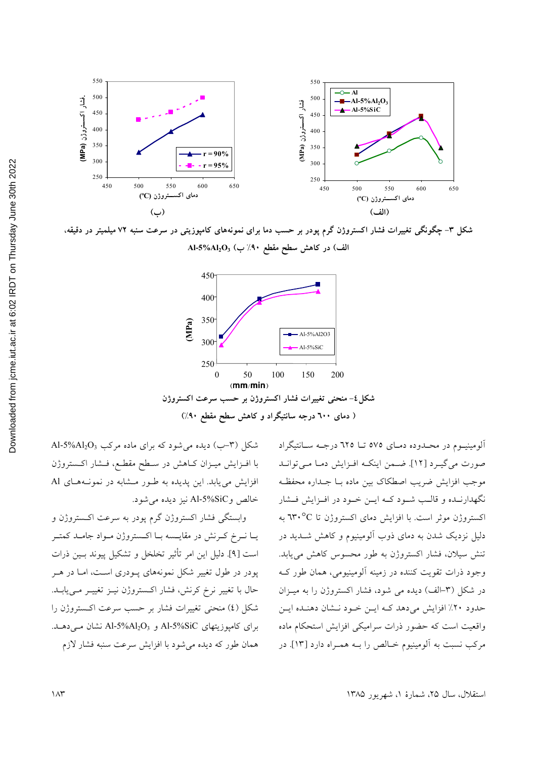شکل ۳- چگونگی تغییرات فشار اکستروژن گرم پودر بر حسب دما برای نمونه‌های کامپوزیتی در سرعت سنبه ۷۲ میلیمتر در دقیقه، الف) در کاهش سطح مقطع ۹۰٪ ب) $Al\text{-}5\%Al_2O_3$

شکل ٤- منحنی تغییرات فشار اکستروژن بر حسب سرعت اکستروژن ( دمای ٦٠٠ درجه سانتیگراد و کاهش سطح مقطع ۹۰٪)

آلومینیوم در محدوده دمای ۵۷۵ تا ٦۲٥ درجه سانتیگراد صورت می‌گیرد [۱۲]. ضمن اینکه افزایش دما می‌تواند موجب افزایش ضریب اصطکاک بین ماده با جداره محفظه نگهدارنده و قالب شود که این خود در افزایش فشار اکستروژن موثر است. با افزایش دمای اکستروژن تا $630^{\circ}C$ به دلیل نزدیک شدن به دمای ذوب آلومینیوم و کاهش شدید در تنش سیلان، فشار اکستروژن به طور محسوس کاهش می‌یابد. وجود ذرات تقویت کننده در زمینه آلومینیومی، همان طور که در شکل (۳-الف) دیده می شود، فشار اکستروژن را به میزان حدود ۲۰٪ افزایش می‌دهد که این خود نشان دهنده این واقعیت است که حضور ذرات سرامیکی افزایش استحکام ماده مرکب نسبت به آلومینیوم خالص را به همراه دارد [۱۳]. در شکل (۳-ب) دیده می‌شود که برای ماده مرکب $Al\text{-}5\%Al_2O_3$ با افزایش میزان کاهش در سطح مقطع، فشار اکستروژن افزایش می‌یابد. این پدیده به طور مشابه در نمونه‌های Al خالص و $Al\text{-}5\%SiC$ نیز دیده می‌شود.

وابستگی فشار اکستروژن گرم پودر به سرعت اکستروژن و یا نرخ کرنش در مقایسه با اکستروژن مواد جامد کمتر است [۹]. دلیل این امر تأثیر تخلخل و تشکیل پیوند بین ذرات پودر در طول تغییر شکل نمونه‌های پودری است، اما در هر حال با تغییر نرخ کرنش، فشار اکستروژن نیز تغییر می‌یابد. شکل (٤) منحنی تغییرات فشار بر حسب سرعت اکستروژن را برای کامپوزیتهای $Al\text{-}5\%SiC$ و $Al\text{-}5\%Al_2O_3$ نشان می‌دهد. همان طور که دیده می‌شود با افزایش سرعت سنبه فشار لازم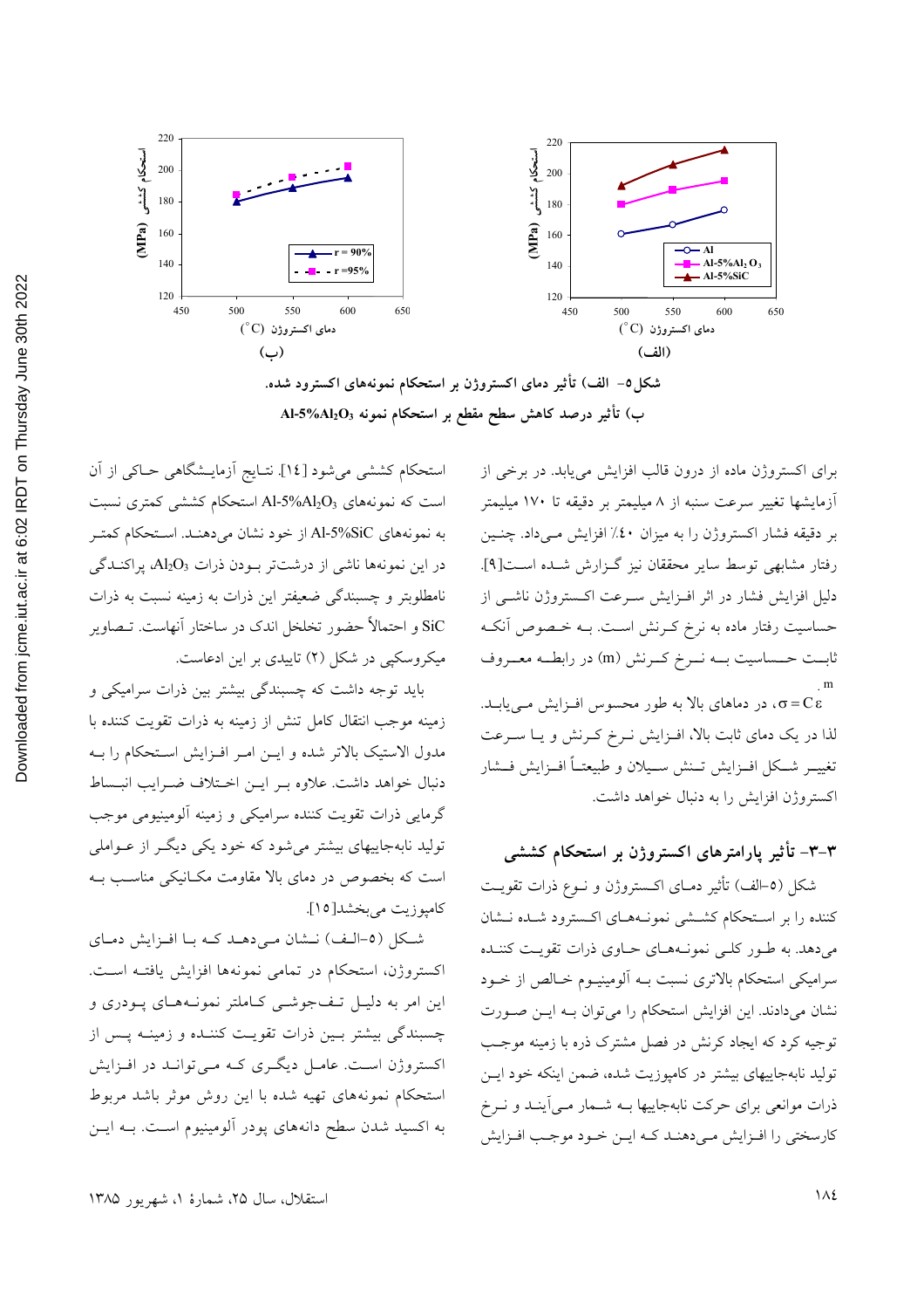شکل ۵- الف) تأثیر دمای اکستروژن بر استحکام نمونه‌های اکسترود شده.
ب) تأثیر درصد کاهش سطح مقطع بر استحکام نمونه $Al\text{-}5\%Al_2O_3$

برای اکستروژن ماده از درون قالب افزایش می‌یابد. در برخی از آزمایشها تغییر سرعت سنبه از ۸ میلیمتر بر دقیقه تا ۱۷۰ میلیمتر بر دقیقه فشار اکستروژن را به میزان ٪۴۰ افزایش می‌داد. چنین رفتار مشابهی توسط سایر محققان نیز گزارش شده است[۹]. دلیل افزایش فشار در اثر افزایش سرعت اکستروژن ناشی از حساسیت رفتار ماده به نرخ کرنش است. به خصوص آنکه ثابت حساسیت به نرخ کرنش (m) در رابطه معروف $\sigma = C\varepsilon^{m}$، در دماهای بالا به طور محسوس افزایش می‌یابد. لذا در یک دمای ثابت بالا، افزایش نرخ کرنش و یا سرعت تغییر شکل افزایش تنش سیلان و طبیعتاً افزایش فشار اکستروژن افزایش را به دنبال خواهد داشت.

### ۳-۳- تأثیر پارامترهای اکستروژن بر استحکام کششی

شکل (۵-الف) تأثیر دمای اکستروژن و نوع ذرات تقویت کننده را بر استحکام کششی نمونه‌های اکسترود شده نشان می‌دهد. به طور کلی نمونه‌های حاوی ذرات تقویت کننده سرامیکی استحکام بالاتری نسبت به آلومینیوم خالص از خود نشان می‌دادند. این افزایش استحکام را می‌توان به این صورت توجیه کرد که ایجاد کرنش در فصل مشترک ذره با زمینه موجب تولید نابه‌جاییهای بیشتر در کامپوزیت شده، ضمن اینکه خود این ذرات موانعی برای حرکت نابه‌جاییها به شمار می‌آیند و نرخ کارسختی را افزایش می‌دهند که این خود موجب افزایش استحکام کششی می‌شود [۱۴]. نتایج آزمایشگاهی حاکی از آن است که نمونه‌های $Al\text{-}5\%Al_2O_3$ استحکام کششی کمتری نسبت به نمونه‌های $Al\text{-}5\%SiC$ از خود نشان می‌دهند. استحکام کمتر در این نمونه‌ها ناشی از درشت‌تر بودن ذرات $Al_2O_3$، پراکندگی نامطلوبتر و چسبندگی ضعیفتر این ذرات به زمینه نسبت به ذرات SiC و احتمالاً حضور تخلخل اندک در ساختار آنهاست. تصاویر میکروسکپی در شکل (۲) تاییدی بر این ادعاست.

باید توجه داشت که چسبندگی بیشتر بین ذرات سرامیکی و زمینه موجب انتقال کامل تنش از زمینه به ذرات تقویت کننده با مدول الاستیک بالاتر شده و این امر افزایش استحکام را به دنبال خواهد داشت. علاوه بر این اختلاف ضرایب انبساط گرمایی ذرات تقویت کننده سرامیکی و زمینه آلومینیومی موجب تولید نابه‌جاییهای بیشتر می‌شود که خود یکی دیگر از عواملی است که بخصوص در دمای بالا مقاومت مکانیکی مناسب به کامپوزیت می‌بخشد[۱۵].

شکل (۵-الف) نشان می‌دهد که با افزایش دمای اکستروژن، استحکام در تمامی نمونه‌ها افزایش یافته است. این امر به دلیل تف‌جوشی کاملتر نمونه‌های پودری و چسبندگی بیشتر بین ذرات تقویت کننده و زمینه پس از اکستروژن است. عامل دیگری که می‌تواند در افزایش استحکام نمونه‌های تهیه شده با این روش موثر باشد مربوط به اکسید شدن سطح دانه‌های پودر آلومینیوم است. به این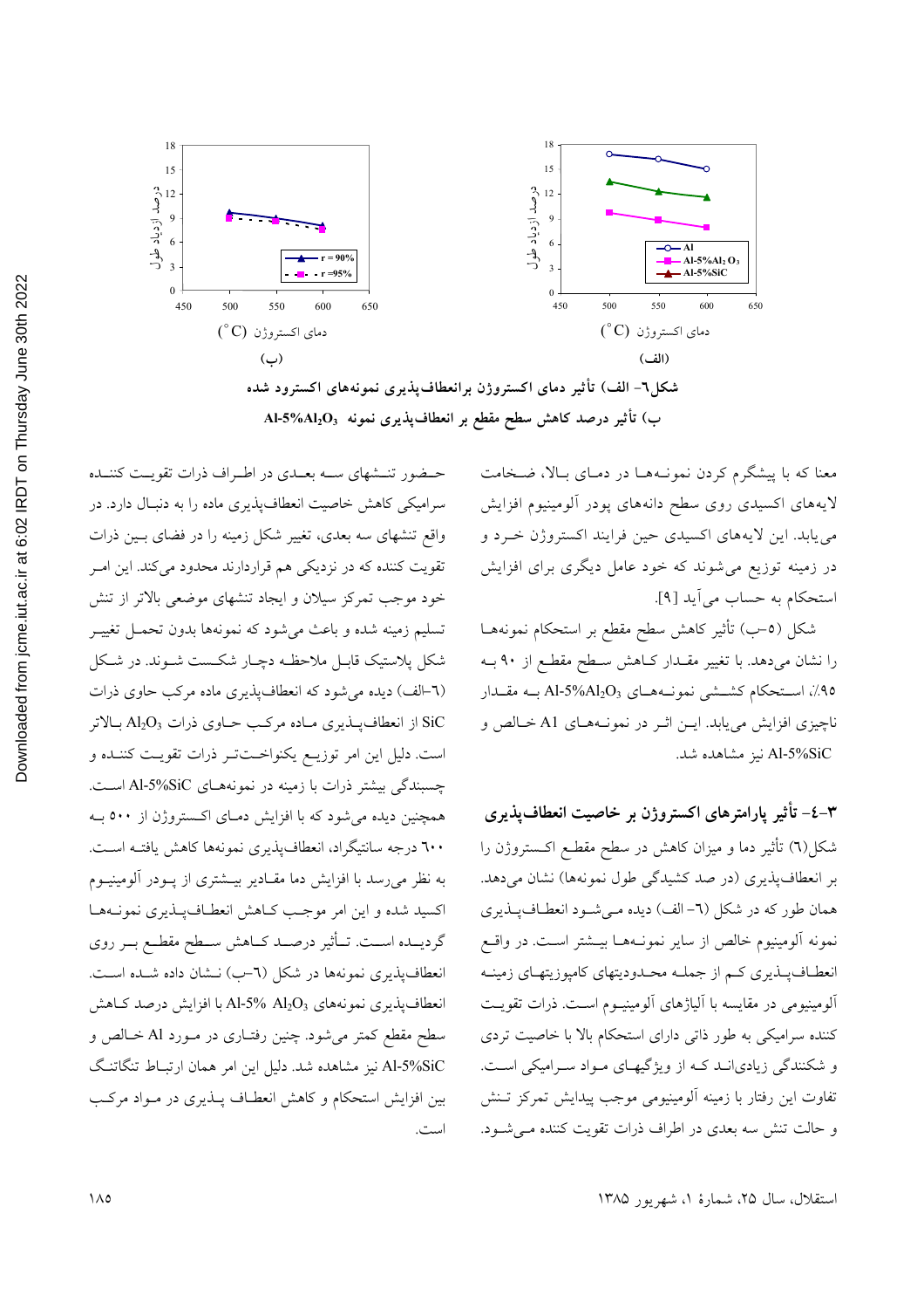شکل٦- الف) تأثیر دمای اکستروژن برانعطاف‌پذیری نمونه‌های اکسترود شده
ب) تأثیر درصد کاهش سطح مقطع بر انعطاف‌پذیری نمونه $Al\text{-}5\%Al_2O_3$

معنا که با پیشگرم کردن نمونه‌ها در دمای بالا، ضخامت لایه‌های اکسیدی روی سطح دانه‌های پودر آلومینیوم افزایش می‌یابد. این لایه‌های اکسیدی حین فرایند اکستروژن خرد و در زمینه توزیع می‌شوند که خود عامل دیگری برای افزایش استحکام به حساب می‌آید [9].

شکل (٥-ب) تأثیر کاهش سطح مقطع بر استحکام نمونه‌ها را نشان می‌دهد. با تغییر مقدار کاهش سطح مقطع از ۹۰ به ۹۵٪، استحکام کششی نمونه‌های $Al\text{-}5\%Al_2O_3$ به مقدار ناچیزی افزایش می‌یابد. این اثر در نمونه‌های Al خالص و $Al\text{-}5\%SiC$ نیز مشاهده شد.

## ۳-٤- تأثیر پارامترهای اکستروژن بر خاصیت انعطاف‌پذیری

شکل(٦) تأثیر دما و میزان کاهش در سطح مقطع اکستروژن را بر انعطاف‌پذیری (در صد کشیدگی طول نمونه‌ها) نشان می‌دهد. همان طور که در شکل (٦- الف) دیده می‌شود انعطاف‌پذیری نمونه آلومینیوم خالص از سایر نمونه‌ها بیشتر است. در واقع انعطاف‌پذیری کم از جمله محدودیتهای کامپوزیتهای زمینه آلومینیومی در مقایسه با آلیاژهای آلومینیوم است. ذرات تقویت کننده سرامیکی به طور ذاتی دارای استحکام بالا با خاصیت تردی و شکنندگی زیادی‌اند که از ویژگیهای مواد سرامیکی است. تفاوت این رفتار با زمینه آلومینیومی موجب پیدایش تمرکز تنش و حالت تنش سه بعدی در اطراف ذرات تقویت کننده می‌شود.

حضور تنشهای سه بعدی در اطراف ذرات تقویت کننده سرامیکی کاهش خاصیت انعطاف‌پذیری ماده را به دنبال دارد. در واقع تنشهای سه بعدی، تغییر شکل زمینه را در فضای بین ذرات تقویت کننده که در نزدیکی هم قراردارند محدود می‌کند. این امر خود موجب تمرکز سیلان و ایجاد تنشهای موضعی بالاتر از تنش تسلیم زمینه شده و باعث می‌شود که نمونه‌ها بدون تحمل تغییر شکل پلاستیک قابل ملاحظه دچار شکست شوند. در شکل (٦-الف) دیده می‌شود که انعطاف‌پذیری ماده مرکب حاوی ذرات SiC از انعطاف‌پذیری ماده مرکب حاوی ذرات $Al_2O_3$ بالاتر است. دلیل این امر توزیع یکنواخت‌تر ذرات تقویت کننده و چسبندگی بیشتر ذرات با زمینه در نمونه‌های $Al\text{-}5\%SiC$ است. همچنین دیده می‌شود که با افزایش دمای اکستروژن از ٥٠٠ به ٦٠٠ درجه سانتیگراد، انعطاف‌پذیری نمونه‌ها کاهش یافته است. به نظر می‌رسد با افزایش دما مقادیر بیشتری از پودر آلومینیوم اکسید شده و این امر موجب کاهش انعطاف‌پذیری نمونه‌ها گردیده است. تأثیر درصد کاهش سطح مقطع بر روی انعطاف‌پذیری نمونه‌ها در شکل (٦-ب) نشان داده شده است. انعطاف‌پذیری نمونه‌های $Al\text{-}5\%\ Al_2O_3$ با افزایش درصد کاهش سطح مقطع کمتر می‌شود. چنین رفتاری در مورد Al خالص و $Al\text{-}5\%SiC$ نیز مشاهده شد. دلیل این امر همان ارتباط تنگاتنگ بین افزایش استحکام و کاهش انعطاف پذیری در مواد مرکب است.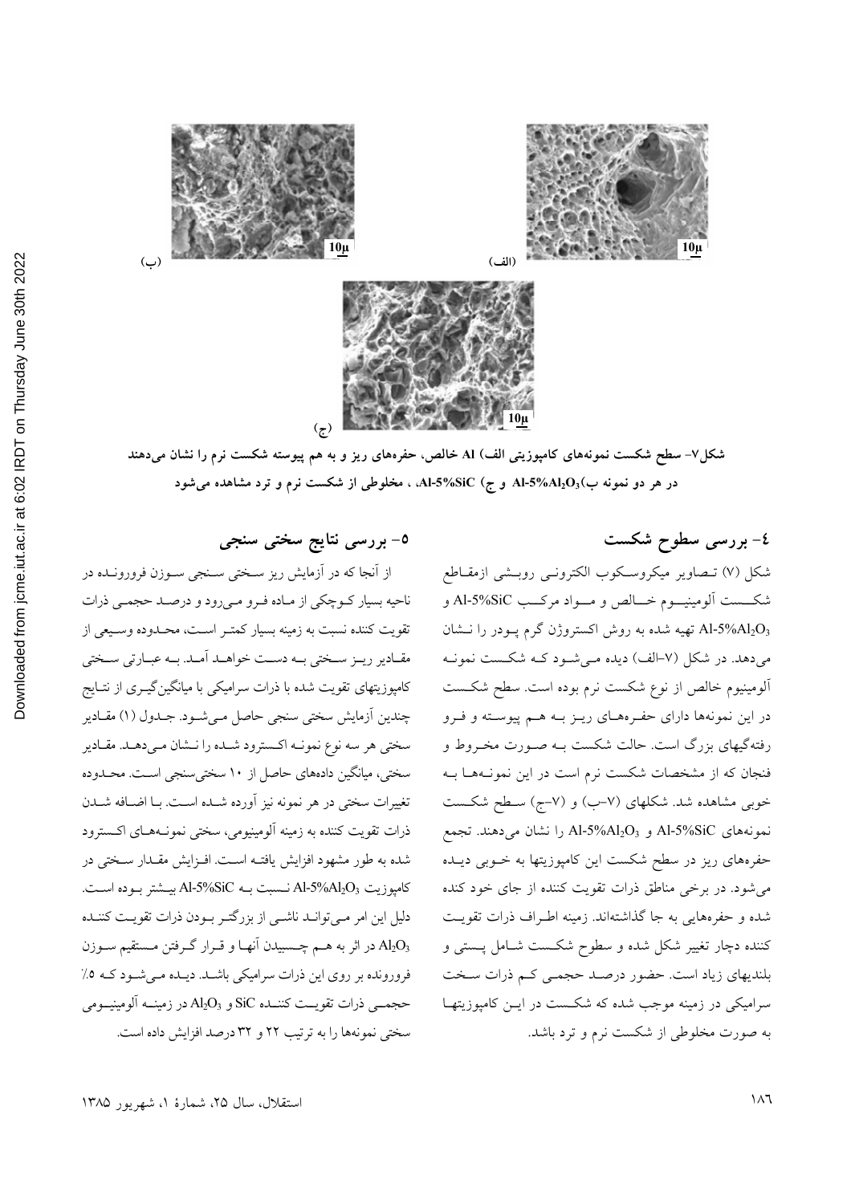شکل۷- سطح شکست نمونه‌های کامپوزیتی الف) Al خالص، حفره‌های ریز و به هم پیوسته شکست نرم را نشان می‌دهند در هر دو نمونه ب) $Al\text{-}5\%Al_2O_3$ و ج) Al-5%SiC ، مخلوطی از شکست نرم و ترد مشاهده می‌شود

## ٤- بررسی سطوح شکست

شکل (۷) تصاویر میکروسکوب الکترونی روبشی ازمقاطع شکست آلومینیوم خالص و مواد مرکب Al-5%SiC و $Al\text{-}5\%Al_2O_3$ تهیه شده به روش اکستروژن گرم پودر را نشان می‌دهد. در شکل (۷–الف) دیده می‌شود که شکست نمونه آلومینیوم خالص از نوع شکست نرم بوده است. سطح شکست در این نمونه‌ها دارای حفره‌های ریز به هم پیوسته و فرو رفته‌گیهای بزرگ است. حالت شکست به صورت مخروط و فنجان که از مشخصات شکست نرم است در این نمونه‌ها به خوبی مشاهده شد. شکلهای (۷–ب) و (۷–ج) سطح شکست نمونه‌های Al-5%SiC و $Al\text{-}5\%Al_2O_3$ را نشان می‌دهند. تجمع حفره‌های ریز در سطح شکست این کامپوزیتها به خوبی دیده می‌شود. در برخی مناطق ذرات تقویت کننده از جای خود کنده شده و حفره‌هایی به جا گذاشته‌اند. زمینه اطراف ذرات تقویت کننده دچار تغییر شکل شده و سطوح شکست شامل پستی و بلندیهای زیاد است. حضور درصد حجمی کم ذرات سخت سرامیکی در زمینه موجب شده که شکست در این کامپوزیتها به صورت مخلوطی از شکست نرم و ترد باشد.

## ٥- بررسی نتایج سختی سنجی

از آنجا که در آزمایش ریز سختی سنجی سوزن فرورونده در ناحیه بسیار کوچکی از ماده فرو می‌رود و درصد حجمی ذرات تقویت کننده نسبت به زمینه بسیار کمتر است، محدوده وسیعی از مقادیر ریز سختی به دست خواهد آمد. به عبارتی سختی کامپوزیتهای تقویت شده با ذرات سرامیکی با میانگین‌گیری از نتایج چندین آزمایش سختی سنجی حاصل می‌شود. جدول (۱) مقادیر سختی هر سه نوع نمونه اکسترود شده را نشان می‌دهد. مقادیر سختی، میانگین داده‌های حاصل از ۱۰ سختی‌سنجی است. محدوده تغییرات سختی در هر نمونه نیز آورده شده است. با اضافه شدن ذرات تقویت کننده به زمینه آلومینیومی، سختی نمونه‌های اکسترود شده به طور مشهود افزایش یافته است. افزایش مقدار سختی در کامپوزیت $Al\text{-}5\%Al_2O_3$ نسبت به Al-5%SiC بیشتر بوده است. دلیل این امر می‌تواند ناشی از بزرگتر بودن ذرات تقویت کننده $Al_2O_3$ در اثر به هم چسبیدن آنها و قرار گرفتن مستقیم سوزن فرورونده بر روی این ذرات سرامیکی باشد. دیده می‌شود که ۵٪ حجمی ذرات تقویت کننده SiC و $Al_2O_3$ در زمینه آلومینیومی سختی نمونه‌ها را به ترتیب ۲۲ و ۳۲ درصد افزایش داده است.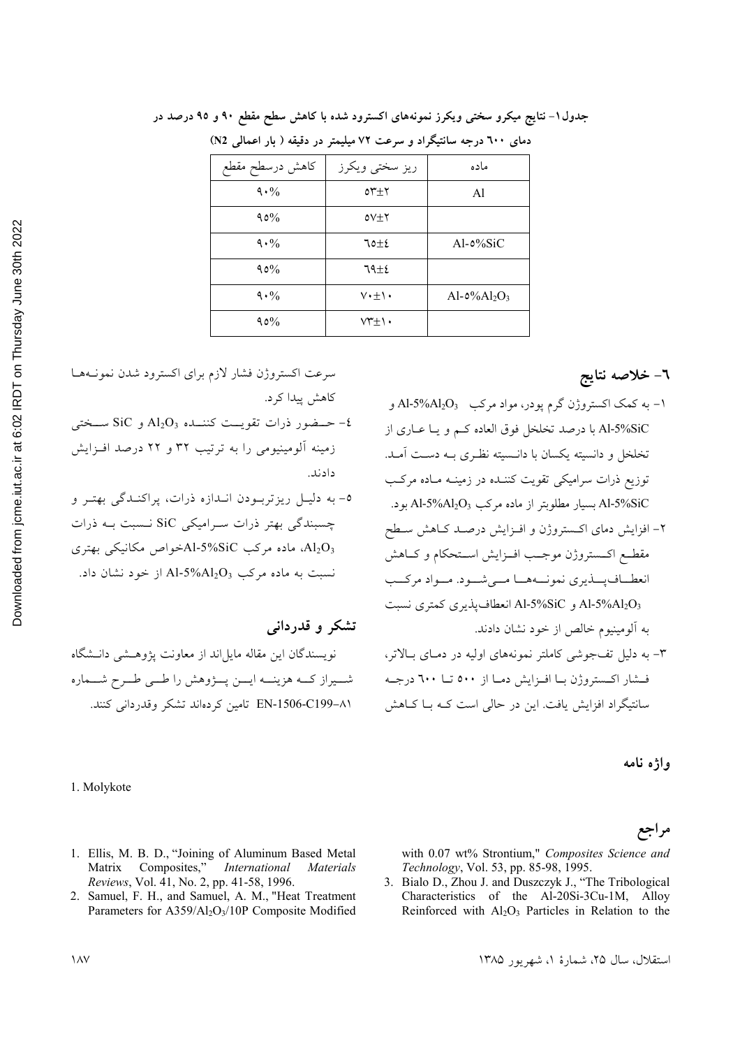جدول۱- نتایج میکرو سختی ویکرز نمونه‌های اکسترود شده با کاهش سطح مقطع ۹۰ و ۹۵ درصد در دمای ۶۰۰ درجه سانتیگراد و سرعت ۷۲ میلیمتر در دقیقه ( بار اعمالی N2)

| ماده | ریز سختی ویکرز | کاهش درسطح مقطع |
|---|---|---|
| Al | ۵۳±۲ | ۹۰% |
| | ۵۷±۲ | ۹۵% |
| Al-۵%SiC | ۶۵±۴ | ۹۰% |
| | ۶۹±۴ | ۹۵% |
| Al-۵%$Al_2O_3$ | ۷۰±۱۰ | ۹۰% |
| | ۷۳±۱۰ | ۹۵% |

## ۶- خلاصه نتایج

۱- به کمک اکستروژن گرم پودر، مواد مرکب Al-5%$Al_2O_3$ و Al-5%SiC با درصد تخلخل فوق العاده کم و یا عاری از تخلخل و دانسیته یکسان با دانسیته نظری به دست آمد. توزیع ذرات سرامیکی تقویت کننده در زمینه ماده مرکب Al-5%SiC بسیار مطلوبتر از ماده مرکب Al-5%$Al_2O_3$ بود.

۲- افزایش دمای اکستروژن و افزایش درصد کاهش سطح مقطع اکستروژن موجب افزایش استحکام و کاهش انعطاف‌پذیری نمونه‌ها می‌شود. مواد مرکب Al-5%$Al_2O_3$ و Al-5%SiC انعطاف‌پذیری کمتری نسبت به آلومینیوم خالص از خود نشان دادند.

۳- به دلیل تف‌جوشی کاملتر نمونه‌های اولیه در دمای بالاتر، فشار اکستروژن با افزایش دما از ۵۰۰ تا ۶۰۰ درجه سانتیگراد افزایش یافت. این در حالی است که با کاهش سرعت اکستروژن فشار لازم برای اکسترود شدن نمونه‌ها کاهش پیدا کرد.

۴- حضور ذرات تقویت کننده $Al_2O_3$ و SiC سختی زمینه آلومینیومی را به ترتیب ۳۲ و ۲۲ درصد افزایش دادند.

۵- به دلیل ریزتربودن اندازه ذرات، پراکندگی بهتر و چسبندگی بهتر ذرات سرامیکی SiC نسبت به ذرات $Al_2O_3$، ماده مرکب Al-5%SiCخواص مکانیکی بهتری نسبت به ماده مرکب Al-5%$Al_2O_3$ از خود نشان داد.

## تشکر و قدردانی

نویسندگان این مقاله مایل‌اند از معاونت پژوهشی دانشگاه شیراز که هزینه این پژوهش را طی طرح شماره EN-1506-C199-۸۱ تامین کرده‌اند تشکر وقدردانی کنند.

## واژه نامه

1. Molykote

## مراجع

1. Ellis, M. B. D., "Joining of Aluminum Based Metal Matrix Composites," *International Materials Reviews*, Vol. 41, No. 2, pp. 41-58, 1996.
2. Samuel, F. H., and Samuel, A. M., "Heat Treatment Parameters for A359/$Al_2O_3$/10P Composite Modified with 0.07 wt% Strontium," *Composites Science and Technology*, Vol. 53, pp. 85-98, 1995.
3. Bialo D., Zhou J. and Duszczyk J., "The Tribological Characteristics of the Al-20Si-3Cu-1M, Alloy Reinforced with $Al_2O_3$ Particles in Relation to the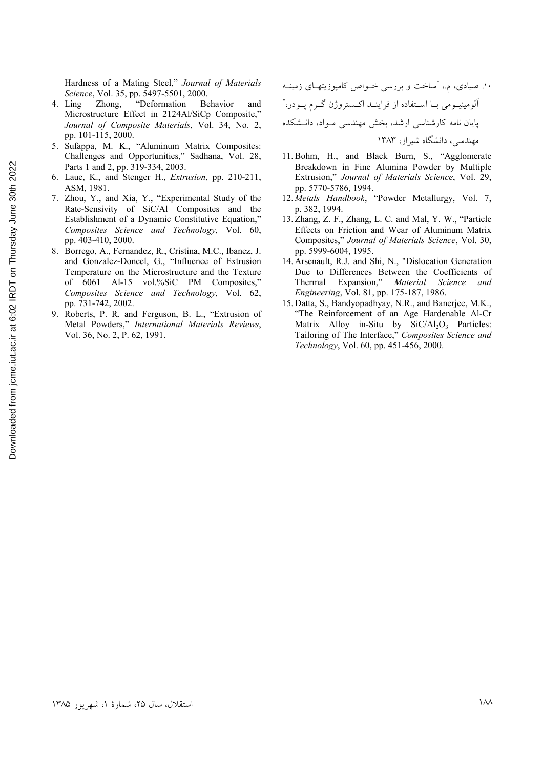Hardness of a Mating Steel," *Journal of Materials Science*, Vol. 35, pp. 5497-5501, 2000.

4. Ling Zhong, "Deformation Behavior and Microstructure Effect in 2124Al/SiCp Composite," *Journal of Composite Materials*, Vol. 34, No. 2, pp. 101-115, 2000.
5. Sufappa, M. K., "Aluminum Matrix Composites: Challenges and Opportunities," Sadhana, Vol. 28, Parts 1 and 2, pp. 319-334, 2003.
6. Laue, K., and Stenger H., *Extrusion*, pp. 210-211, ASM, 1981.
7. Zhou, Y., and Xia, Y., "Experimental Study of the Rate-Sensivity of SiC/Al Composites and the Establishment of a Dynamic Constitutive Equation," *Composites Science and Technology*, Vol. 60, pp. 403-410, 2000.
8. Borrego, A., Fernandez, R., Cristina, M.C., Ibanez, J. and Gonzalez-Doncel, G., "Influence of Extrusion Temperature on the Microstructure and the Texture of 6061 Al-15 vol.%SiC PM Composites," *Composites Science and Technology*, Vol. 62, pp. 731-742, 2002.
9. Roberts, P. R. and Ferguson, B. L., "Extrusion of Metal Powders," *International Materials Reviews*, Vol. 36, No. 2, P. 62, 1991.

۱۰. صیادی، م.، "ساخت و بررسی خـواص کامپوزیتهـای زمینـه آلومینیـومی بـا اسـتفاده از فراینـد اکـستروژن گـرم پـودر،" پایان نامه کارشناسی ارشد، بخش مهندسی مـواد، دانـشکده مهندسی، دانشگاه شیراز، ۱۳۸۳

11. Bohm, H., and Black Burn, S., "Agglomerate Breakdown in Fine Alumina Powder by Multiple Extrusion," *Journal of Materials Science*, Vol. 29, pp. 5770-5786, 1994.
12. *Metals Handbook*, "Powder Metallurgy, Vol. 7, p. 382, 1994.
13. Zhang, Z. F., Zhang, L. C. and Mal, Y. W., "Particle Effects on Friction and Wear of Aluminum Matrix Composites," *Journal of Materials Science*, Vol. 30, pp. 5999-6004, 1995.
14. Arsenault, R.J. and Shi, N., "Dislocation Generation Due to Differences Between the Coefficients of Thermal Expansion," *Material Science and Engineering*, Vol. 81, pp. 175-187, 1986.
15. Datta, S., Bandyopadhyay, N.R., and Banerjee, M.K., "The Reinforcement of an Age Hardenable Al-Cr Matrix Alloy in-Situ by $SiC/Al_2O_3$ Particles: Tailoring of The Interface," *Composites Science and Technology*, Vol. 60, pp. 451-456, 2000.